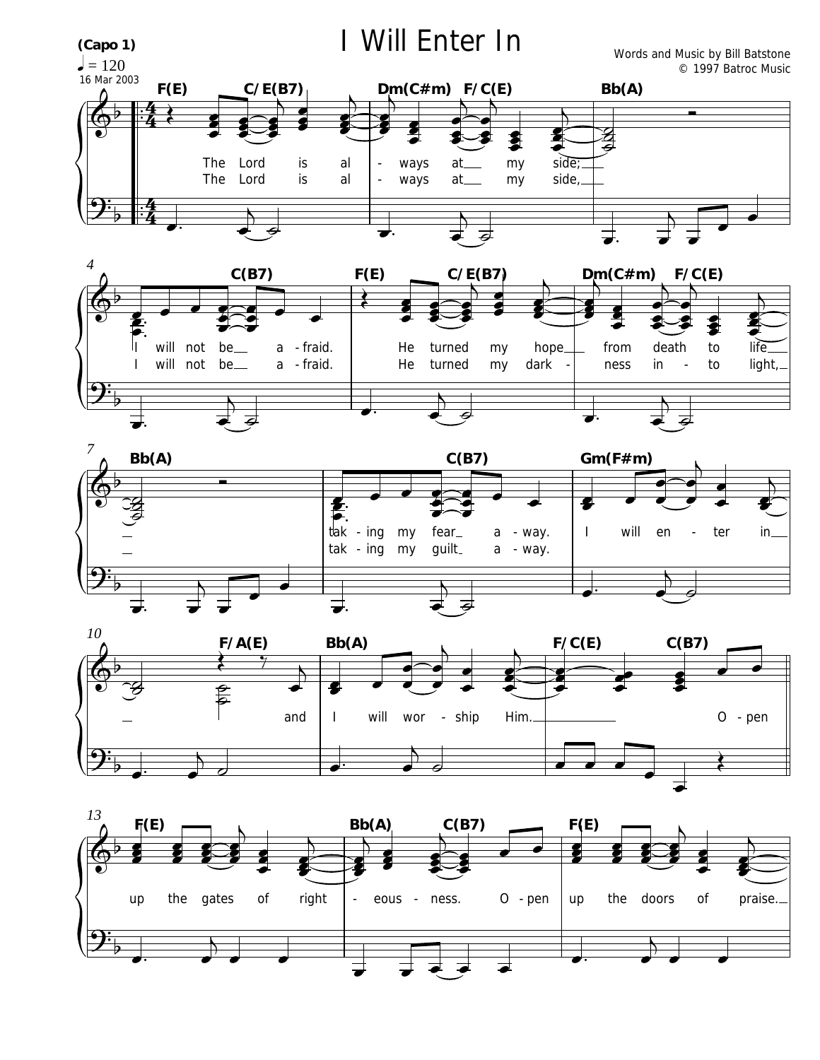# I Will Enter In

(Capo 1)

♩ = 120

16 Mar 2003

Words and Music by Bill Batstone
© 1997 Batroc Music

F(E) C/E(B7) Dm(C#m) F/C(E) Bb(A)

The Lord is al - ways at my side;
The Lord is al - ways at my side,

C(B7) F(E) C/E(B7) Dm(C#m) F/C(E)

I will not be a - fraid. He turned my hope from death to life
I will not be a - fraid. He turned my dark - ness in - to light,

Bb(A) C(B7) Gm(F#m)

tak - ing my fear a - way. I will en - ter in
tak - ing my guilt a - way.

F/A(E) Bb(A) F/C(E) C(B7)

and I will wor - ship Him. O - pen

F(E) Bb(A) C(B7) F(E)

up the gates of right - eous - ness. O - pen up the doors of praise.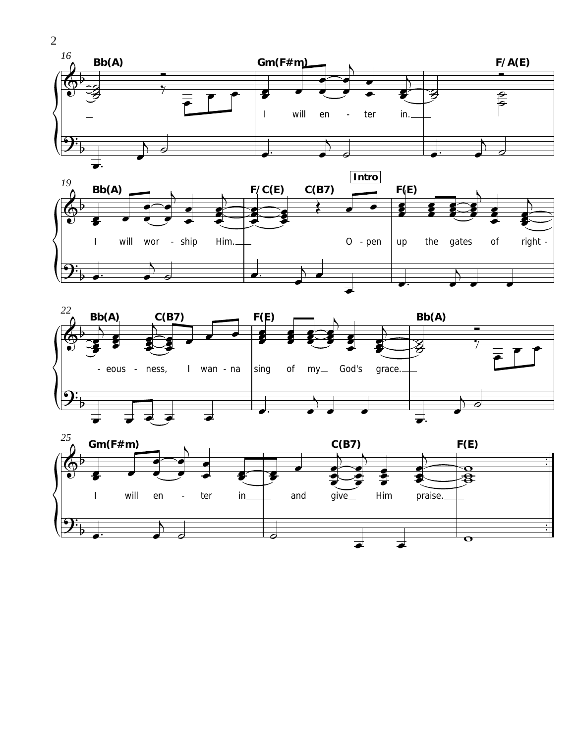16

Bb(A) Gm(F#m) F/A(E)

I will en - ter in.

19

Bb(A) F/C(E) C(B7) **Intro** F(E)

I will wor - ship Him. O - pen up the gates of right -

22

Bb(A) C(B7) F(E) Bb(A)

- eous - ness, I wan - na sing of my God's grace.

25

Gm(F#m) C(B7) F(E)

I will en - ter in and give Him praise.